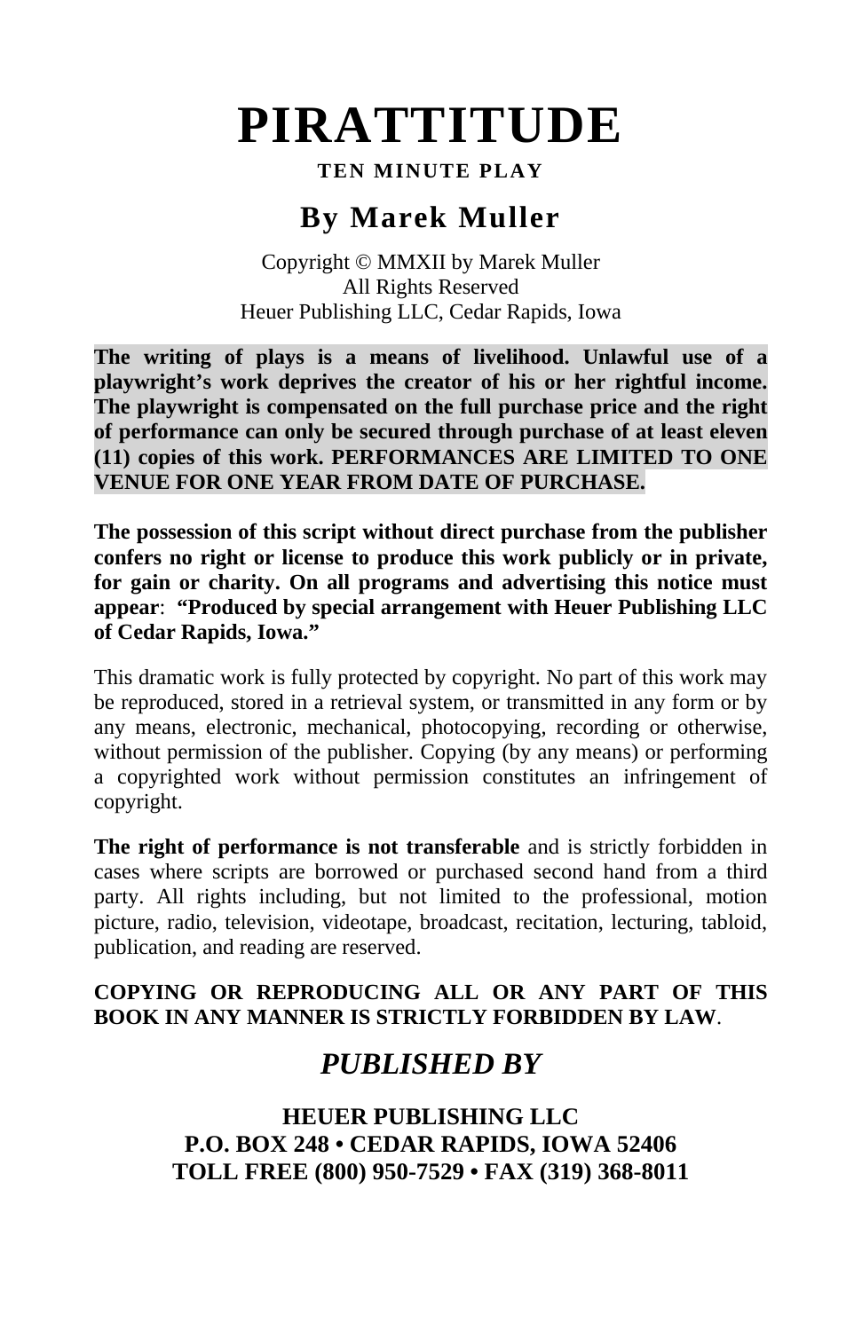# PIRATTITUDE

**TEN MINUTE PLAY**

## By Marek Muller

Copyright © MMXII by Marek Muller
All Rights Reserved
Heuer Publishing LLC, Cedar Rapids, Iowa

**The writing of plays is a means of livelihood. Unlawful use of a playwright's work deprives the creator of his or her rightful income. The playwright is compensated on the full purchase price and the right of performance can only be secured through purchase of at least eleven (11) copies of this work. PERFORMANCES ARE LIMITED TO ONE VENUE FOR ONE YEAR FROM DATE OF PURCHASE.**

**The possession of this script without direct purchase from the publisher confers no right or license to produce this work publicly or in private, for gain or charity. On all programs and advertising this notice must appear**: **"Produced by special arrangement with Heuer Publishing LLC of Cedar Rapids, Iowa."**

This dramatic work is fully protected by copyright. No part of this work may be reproduced, stored in a retrieval system, or transmitted in any form or by any means, electronic, mechanical, photocopying, recording or otherwise, without permission of the publisher. Copying (by any means) or performing a copyrighted work without permission constitutes an infringement of copyright.

**The right of performance is not transferable** and is strictly forbidden in cases where scripts are borrowed or purchased second hand from a third party. All rights including, but not limited to the professional, motion picture, radio, television, videotape, broadcast, recitation, lecturing, tabloid, publication, and reading are reserved.

**COPYING OR REPRODUCING ALL OR ANY PART OF THIS BOOK IN ANY MANNER IS STRICTLY FORBIDDEN BY LAW**.

***PUBLISHED BY***

**HEUER PUBLISHING LLC**
**P.O. BOX 248 • CEDAR RAPIDS, IOWA 52406**
**TOLL FREE (800) 950-7529 • FAX (319) 368-8011**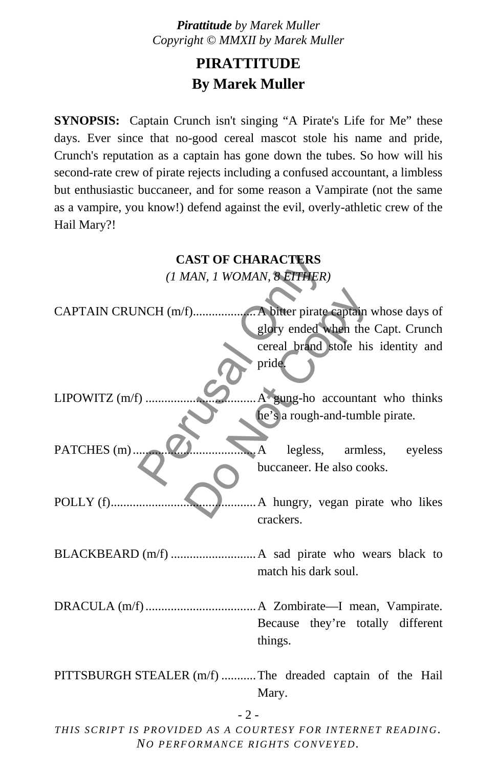# PIRATTITUDE
## By Marek Muller

**SYNOPSIS:** Captain Crunch isn't singing "A Pirate's Life for Me" these days. Ever since that no-good cereal mascot stole his name and pride, Crunch's reputation as a captain has gone down the tubes. So how will his second-rate crew of pirate rejects including a confused accountant, a limbless but enthusiastic buccaneer, and for some reason a Vampirate (not the same as a vampire, you know!) defend against the evil, overly-athletic crew of the Hail Mary?!

### CAST OF CHARACTERS
*(1 MAN, 1 WOMAN, 8 EITHER)*

CAPTAIN CRUNCH (m/f)..................... A bitter pirate captain whose days of glory ended when the Capt. Crunch cereal brand stole his identity and pride.

LIPOWITZ (m/f) ..................................... A gung-ho accountant who thinks he's a rough-and-tumble pirate.

PATCHES (m)........................................ A legless, armless, eyeless buccaneer. He also cooks.

POLLY (f)............................................... A hungry, vegan pirate who likes crackers.

BLACKBEARD (m/f) ........................... A sad pirate who wears black to match his dark soul.

DRACULA (m/f)..................................... A Zombirate—I mean, Vampirate. Because they're totally different things.

PITTSBURGH STEALER (m/f) ........... The dreaded captain of the Hail Mary.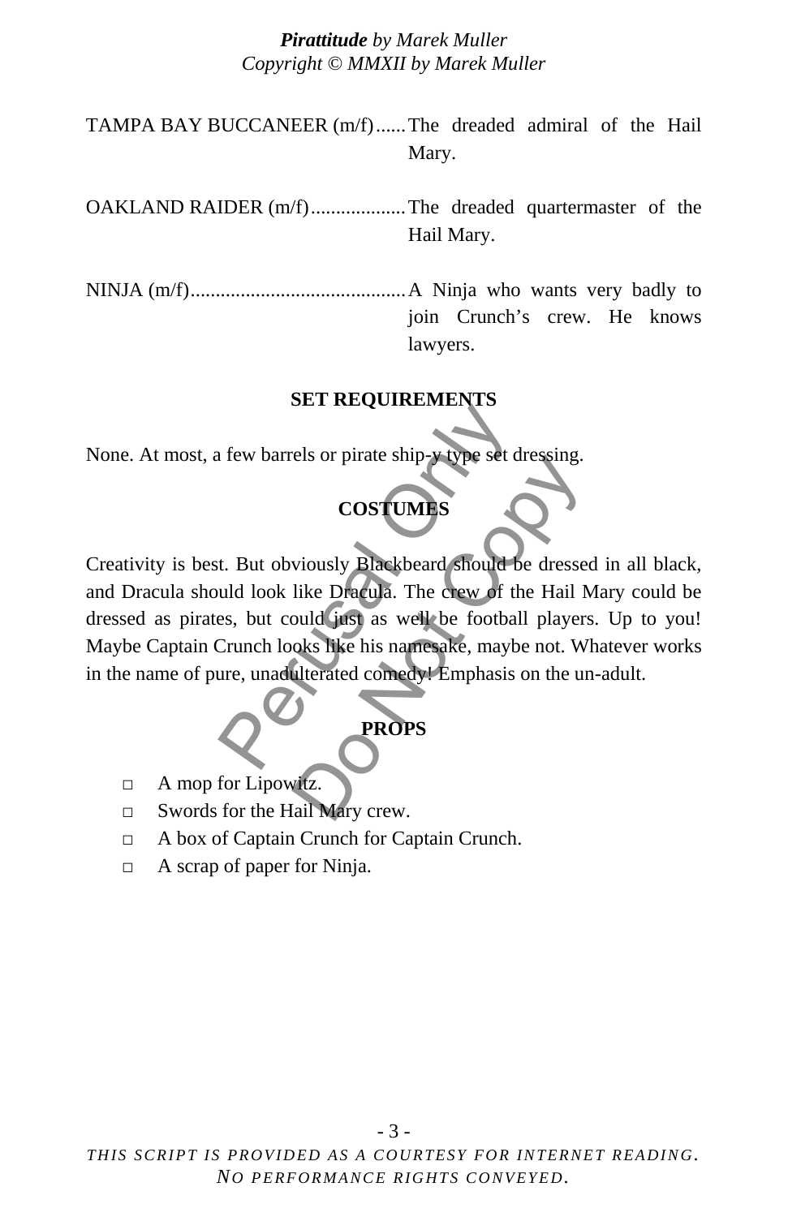TAMPA BAY BUCCANEER (m/f)...... The dreaded admiral of the Hail Mary.

OAKLAND RAIDER (m/f).................. The dreaded quartermaster of the Hail Mary.

NINJA (m/f)........................................... A Ninja who wants very badly to join Crunch's crew. He knows lawyers.

## SET REQUIREMENTS

None. At most, a few barrels or pirate ship-y type set dressing.

## COSTUMES

Creativity is best. But obviously Blackbeard should be dressed in all black, and Dracula should look like Dracula. The crew of the Hail Mary could be dressed as pirates, but could just as well be football players. Up to you! Maybe Captain Crunch looks like his namesake, maybe not. Whatever works in the name of pure, unadulterated comedy! Emphasis on the un-adult.

## PROPS

- A mop for Lipowitz.
- Swords for the Hail Mary crew.
- A box of Captain Crunch for Captain Crunch.
- A scrap of paper for Ninja.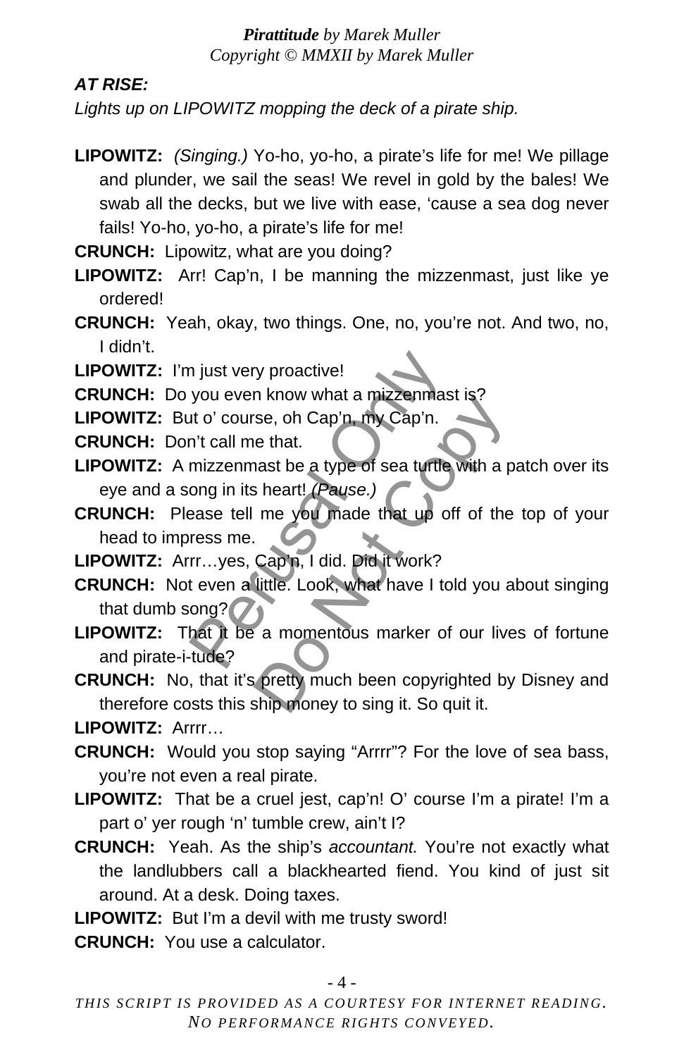***AT RISE:***

*Lights up on LIPOWITZ mopping the deck of a pirate ship.*

**LIPOWITZ:** *(Singing.)* Yo-ho, yo-ho, a pirate's life for me! We pillage and plunder, we sail the seas! We revel in gold by the bales! We swab all the decks, but we live with ease, 'cause a sea dog never fails! Yo-ho, yo-ho, a pirate's life for me!

**CRUNCH:** Lipowitz, what are you doing?

**LIPOWITZ:** Arr! Cap'n, I be manning the mizzenmast, just like ye ordered!

**CRUNCH:** Yeah, okay, two things. One, no, you're not. And two, no, I didn't.

**LIPOWITZ:** I'm just very proactive!

**CRUNCH:** Do you even know what a mizzenmast is?

**LIPOWITZ:** But o' course, oh Cap'n, my Cap'n.

**CRUNCH:** Don't call me that.

**LIPOWITZ:** A mizzenmast be a type of sea turtle with a patch over its eye and a song in its heart! *(Pause.)*

**CRUNCH:** Please tell me you made that up off of the top of your head to impress me.

**LIPOWITZ:** Arrr…yes, Cap'n, I did. Did it work?

**CRUNCH:** Not even a little. Look, what have I told you about singing that dumb song?

**LIPOWITZ:** That it be a momentous marker of our lives of fortune and pirate-i-tude?

**CRUNCH:** No, that it's pretty much been copyrighted by Disney and therefore costs this ship money to sing it. So quit it.

**LIPOWITZ:** Arrrr…

**CRUNCH:** Would you stop saying "Arrrr"? For the love of sea bass, you're not even a real pirate.

**LIPOWITZ:** That be a cruel jest, cap'n! O' course I'm a pirate! I'm a part o' yer rough 'n' tumble crew, ain't I?

**CRUNCH:** Yeah. As the ship's *accountant.* You're not exactly what the landlubbers call a blackhearted fiend. You kind of just sit around. At a desk. Doing taxes.

**LIPOWITZ:** But I'm a devil with me trusty sword!

**CRUNCH:** You use a calculator.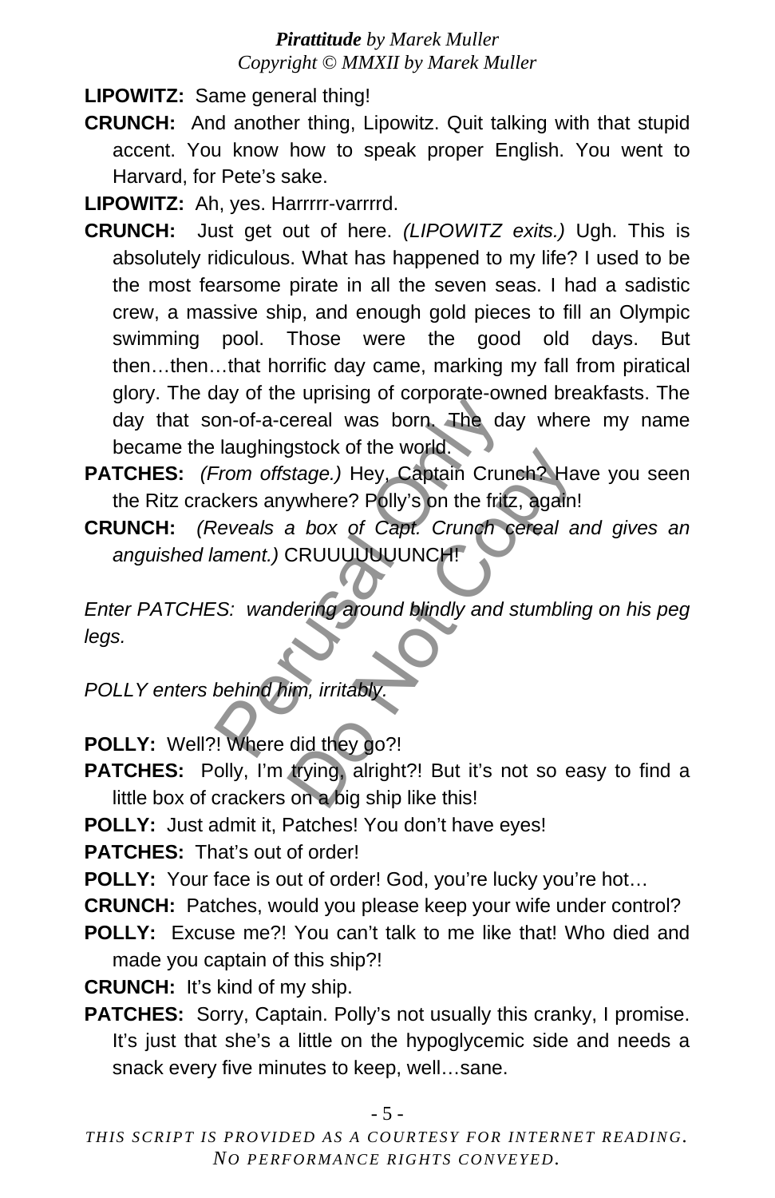**LIPOWITZ:** Same general thing!

**CRUNCH:** And another thing, Lipowitz. Quit talking with that stupid accent. You know how to speak proper English. You went to Harvard, for Pete's sake.

**LIPOWITZ:** Ah, yes. Harrrrr-varrrrd.

**CRUNCH:** Just get out of here. *(LIPOWITZ exits.)* Ugh. This is absolutely ridiculous. What has happened to my life? I used to be the most fearsome pirate in all the seven seas. I had a sadistic crew, a massive ship, and enough gold pieces to fill an Olympic swimming pool. Those were the good old days. But then…then…that horrific day came, marking my fall from piratical glory. The day of the uprising of corporate-owned breakfasts. The day that son-of-a-cereal was born. The day where my name became the laughingstock of the world.

**PATCHES:** *(From offstage.)* Hey, Captain Crunch? Have you seen the Ritz crackers anywhere? Polly's on the fritz, again!

**CRUNCH:** *(Reveals a box of Capt. Crunch cereal and gives an anguished lament.)* CRUUUUUUUNCH!

*Enter PATCHES: wandering around blindly and stumbling on his peg legs.*

*POLLY enters behind him, irritably.*

**POLLY:** Well?! Where did they go?!

**PATCHES:** Polly, I'm trying, alright?! But it's not so easy to find a little box of crackers on a big ship like this!

**POLLY:** Just admit it, Patches! You don't have eyes!

**PATCHES:** That's out of order!

**POLLY:** Your face is out of order! God, you're lucky you're hot…

**CRUNCH:** Patches, would you please keep your wife under control?

**POLLY:** Excuse me?! You can't talk to me like that! Who died and made you captain of this ship?!

**CRUNCH:** It's kind of my ship.

**PATCHES:** Sorry, Captain. Polly's not usually this cranky, I promise. It's just that she's a little on the hypoglycemic side and needs a snack every five minutes to keep, well…sane.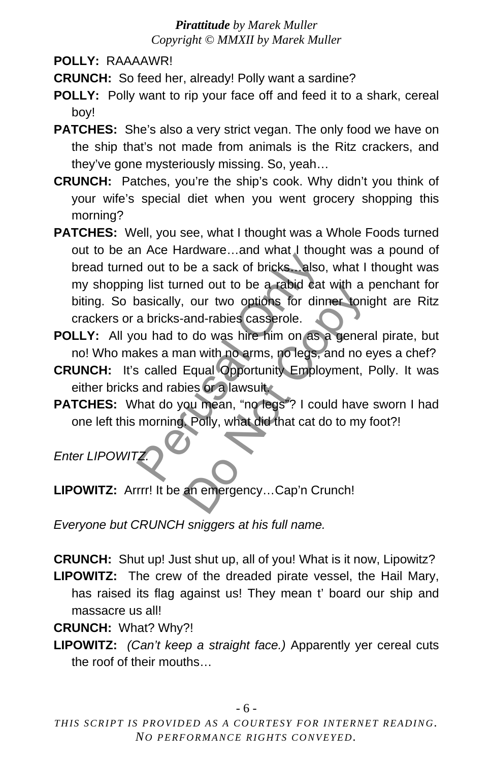**POLLY:** RAAAAWR!

**CRUNCH:** So feed her, already! Polly want a sardine?

**POLLY:** Polly want to rip your face off and feed it to a shark, cereal boy!

**PATCHES:** She's also a very strict vegan. The only food we have on the ship that's not made from animals is the Ritz crackers, and they've gone mysteriously missing. So, yeah…

**CRUNCH:** Patches, you're the ship's cook. Why didn't you think of your wife's special diet when you went grocery shopping this morning?

**PATCHES:** Well, you see, what I thought was a Whole Foods turned out to be an Ace Hardware…and what I thought was a pound of bread turned out to be a sack of bricks…also, what I thought was my shopping list turned out to be a rabid cat with a penchant for biting. So basically, our two options for dinner tonight are Ritz crackers or a bricks-and-rabies casserole.

**POLLY:** All you had to do was hire him on as a general pirate, but no! Who makes a man with no arms, no legs, and no eyes a chef?

**CRUNCH:** It's called Equal Opportunity Employment, Polly. It was either bricks and rabies or a lawsuit.

**PATCHES:** What do you mean, "no legs"? I could have sworn I had one left this morning. Polly, what did that cat do to my foot?!

*Enter LIPOWITZ.*

**LIPOWITZ:** Arrrr! It be an emergency…Cap'n Crunch!

*Everyone but CRUNCH sniggers at his full name.*

**CRUNCH:** Shut up! Just shut up, all of you! What is it now, Lipowitz?

**LIPOWITZ:** The crew of the dreaded pirate vessel, the Hail Mary, has raised its flag against us! They mean t' board our ship and massacre us all!

**CRUNCH:** What? Why?!

**LIPOWITZ:** *(Can't keep a straight face.)* Apparently yer cereal cuts the roof of their mouths…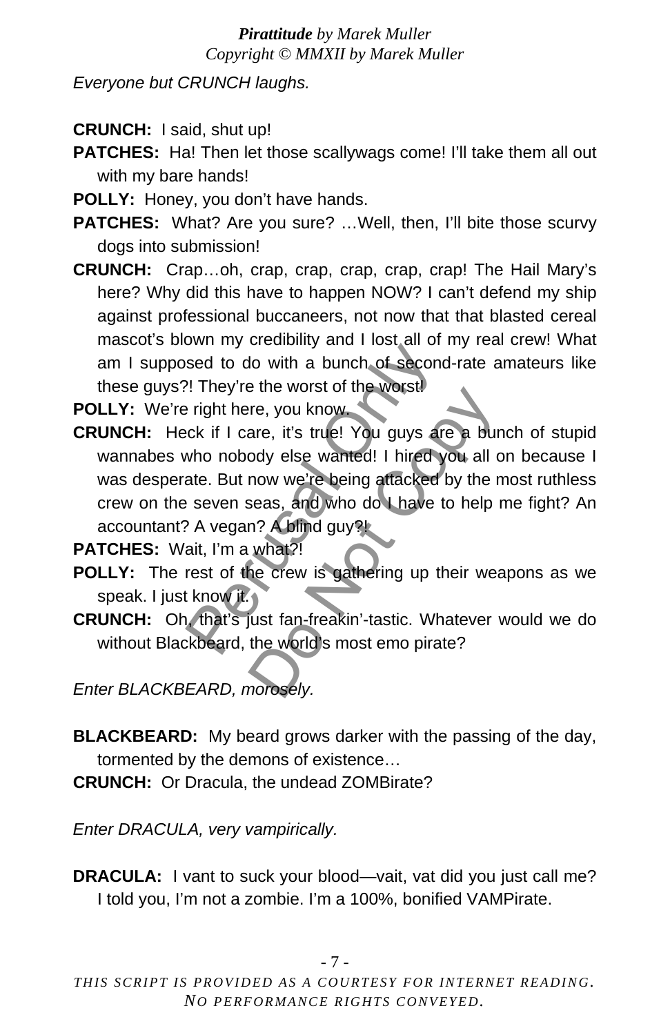*Everyone but CRUNCH laughs.*

**CRUNCH:** I said, shut up!

**PATCHES:** Ha! Then let those scallywags come! I'll take them all out with my bare hands!

**POLLY:** Honey, you don't have hands.

**PATCHES:** What? Are you sure? …Well, then, I'll bite those scurvy dogs into submission!

**CRUNCH:** Crap…oh, crap, crap, crap, crap, crap! The Hail Mary's here? Why did this have to happen NOW? I can't defend my ship against professional buccaneers, not now that that blasted cereal mascot's blown my credibility and I lost all of my real crew! What am I supposed to do with a bunch of second-rate amateurs like these guys?! They're the worst of the worst!

**POLLY:** We're right here, you know.

**CRUNCH:** Heck if I care, it's true! You guys are a bunch of stupid wannabes who nobody else wanted! I hired you all on because I was desperate. But now we're being attacked by the most ruthless crew on the seven seas, and who do I have to help me fight? An accountant? A vegan? A blind guy?!

**PATCHES:** Wait, I'm a what?!

**POLLY:** The rest of the crew is gathering up their weapons as we speak. I just know it.

**CRUNCH:** Oh, that's just fan-freakin'-tastic. Whatever would we do without Blackbeard, the world's most emo pirate?

*Enter BLACKBEARD, morosely.*

**BLACKBEARD:** My beard grows darker with the passing of the day, tormented by the demons of existence…

**CRUNCH:** Or Dracula, the undead ZOMBirate?

*Enter DRACULA, very vampirically.*

**DRACULA:** I vant to suck your blood—vait, vat did you just call me? I told you, I'm not a zombie. I'm a 100%, bonified VAMPirate.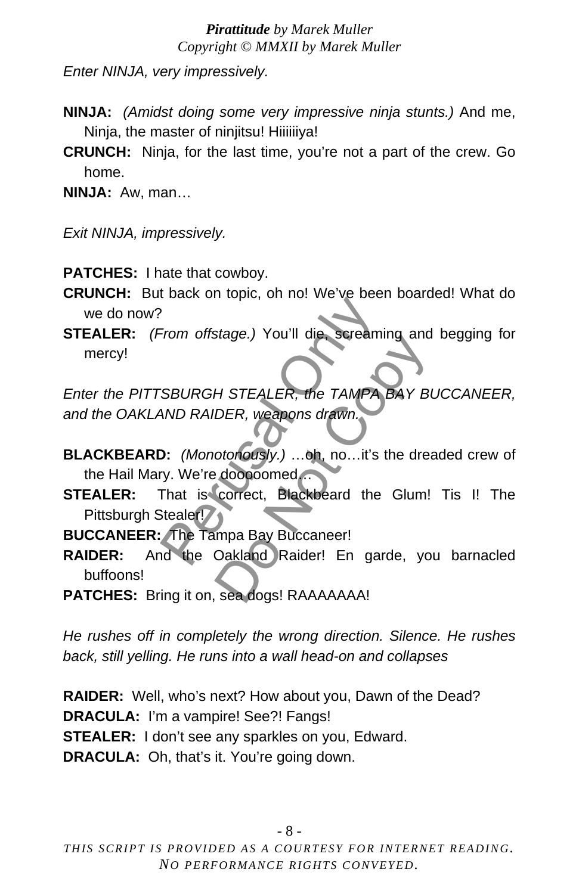*Enter NINJA, very impressively.*

**NINJA:** *(Amidst doing some very impressive ninja stunts.)* And me, Ninja, the master of ninjitsu! Hiiiiiiya!

**CRUNCH:** Ninja, for the last time, you're not a part of the crew. Go home.

**NINJA:** Aw, man…

*Exit NINJA, impressively.*

**PATCHES:** I hate that cowboy.

**CRUNCH:** But back on topic, oh no! We've been boarded! What do we do now?

**STEALER:** *(From offstage.)* You'll die, screaming and begging for mercy!

*Enter the PITTSBURGH STEALER, the TAMPA BAY BUCCANEER, and the OAKLAND RAIDER, weapons drawn.*

**BLACKBEARD:** *(Monotonously.)* …oh, no…it's the dreaded crew of the Hail Mary. We're dooooomed…

**STEALER:** That is correct, Blackbeard the Glum! Tis I! The Pittsburgh Stealer!

**BUCCANEER:** The Tampa Bay Buccaneer!

**RAIDER:** And the Oakland Raider! En garde, you barnacled buffoons!

**PATCHES:** Bring it on, sea dogs! RAAAAAAA!

*He rushes off in completely the wrong direction. Silence. He rushes back, still yelling. He runs into a wall head-on and collapses*

**RAIDER:** Well, who's next? How about you, Dawn of the Dead?

**DRACULA:** I'm a vampire! See?! Fangs!

**STEALER:** I don't see any sparkles on you, Edward.

**DRACULA:** Oh, that's it. You're going down.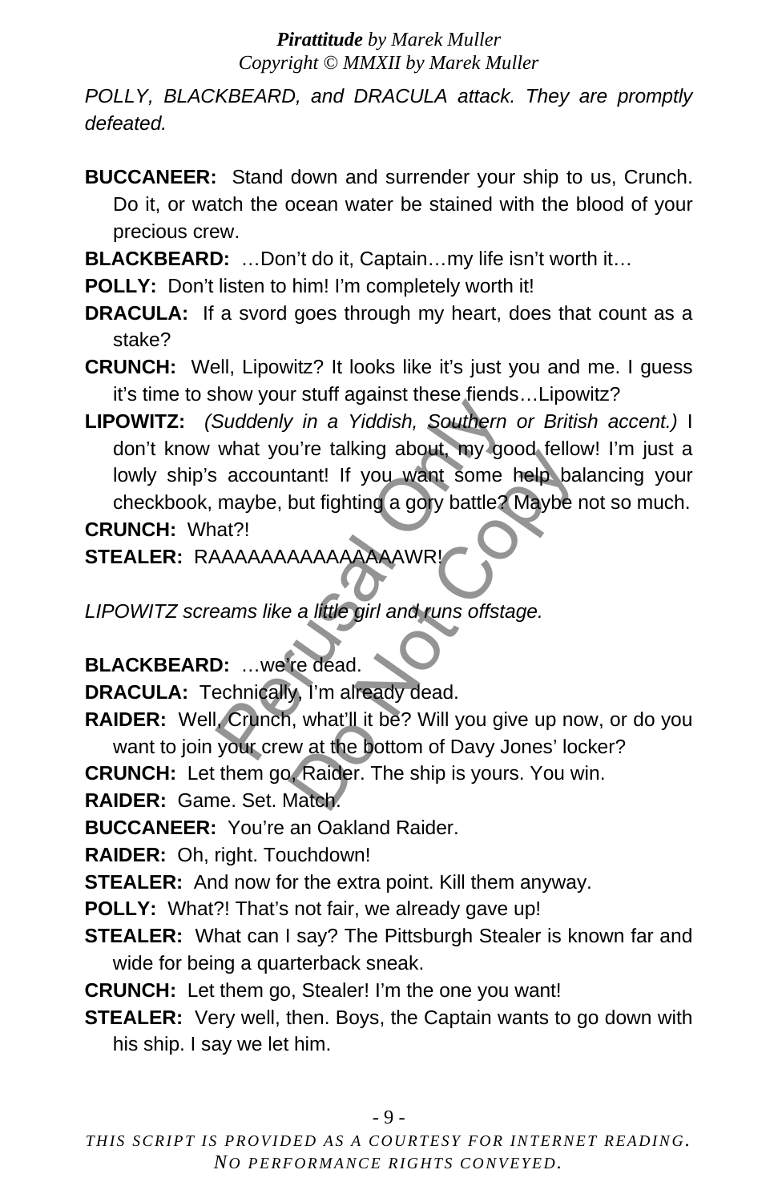*POLLY, BLACKBEARD, and DRACULA attack. They are promptly defeated.*

**BUCCANEER:** Stand down and surrender your ship to us, Crunch. Do it, or watch the ocean water be stained with the blood of your precious crew.

**BLACKBEARD:** …Don't do it, Captain…my life isn't worth it…

**POLLY:** Don't listen to him! I'm completely worth it!

**DRACULA:** If a svord goes through my heart, does that count as a stake?

**CRUNCH:** Well, Lipowitz? It looks like it's just you and me. I guess it's time to show your stuff against these fiends…Lipowitz?

**LIPOWITZ:** *(Suddenly in a Yiddish, Southern or British accent.)* I don't know what you're talking about, my good fellow! I'm just a lowly ship's accountant! If you want some help balancing your checkbook, maybe, but fighting a gory battle? Maybe not so much.

**CRUNCH:** What?!

**STEALER:** RAAAAAAAAAAAAAAAWR!

*LIPOWITZ screams like a little girl and runs offstage.*

**BLACKBEARD:** …we're dead.

**DRACULA:** Technically, I'm already dead.

**RAIDER:** Well, Crunch, what'll it be? Will you give up now, or do you want to join your crew at the bottom of Davy Jones' locker?

**CRUNCH:** Let them go, Raider. The ship is yours. You win.

**RAIDER:** Game. Set. Match.

**BUCCANEER:** You're an Oakland Raider.

**RAIDER:** Oh, right. Touchdown!

**STEALER:** And now for the extra point. Kill them anyway.

**POLLY:** What?! That's not fair, we already gave up!

**STEALER:** What can I say? The Pittsburgh Stealer is known far and wide for being a quarterback sneak.

**CRUNCH:** Let them go, Stealer! I'm the one you want!

**STEALER:** Very well, then. Boys, the Captain wants to go down with his ship. I say we let him.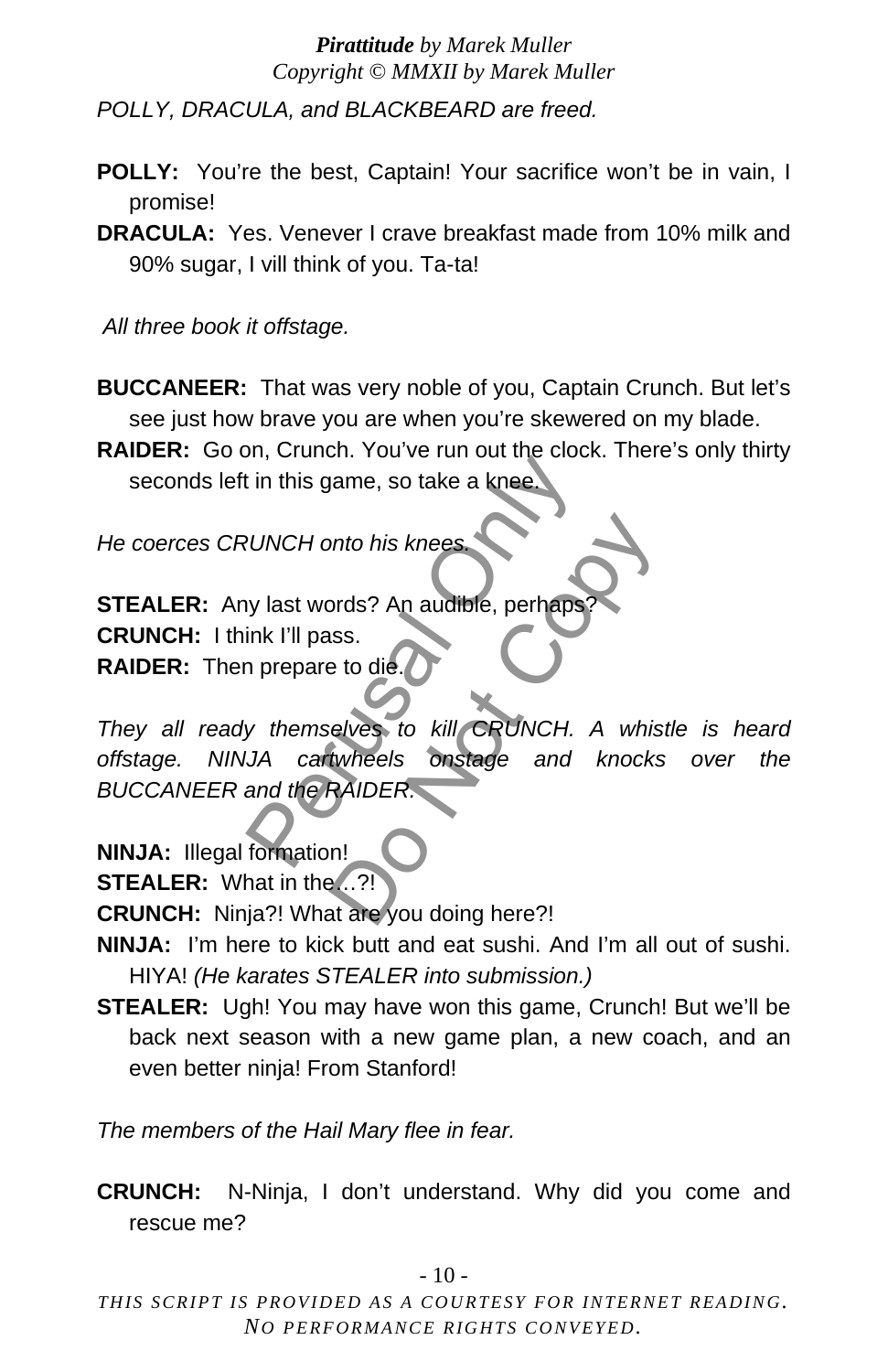*POLLY, DRACULA, and BLACKBEARD are freed.*

**POLLY:** You're the best, Captain! Your sacrifice won't be in vain, I promise!

**DRACULA:** Yes. Venever I crave breakfast made from 10% milk and 90% sugar, I vill think of you. Ta-ta!

*All three book it offstage.*

**BUCCANEER:** That was very noble of you, Captain Crunch. But let's see just how brave you are when you're skewered on my blade.

**RAIDER:** Go on, Crunch. You've run out the clock. There's only thirty seconds left in this game, so take a knee.

*He coerces CRUNCH onto his knees.*

**STEALER:** Any last words? An audible, perhaps?

**CRUNCH:** I think I'll pass.

**RAIDER:** Then prepare to die.

*They all ready themselves to kill CRUNCH. A whistle is heard offstage. NINJA cartwheels onstage and knocks over the BUCCANEER and the RAIDER.*

**NINJA:** Illegal formation!

**STEALER:** What in the…?!

**CRUNCH:** Ninja?! What are you doing here?!

**NINJA:** I'm here to kick butt and eat sushi. And I'm all out of sushi. HIYA! *(He karates STEALER into submission.)*

**STEALER:** Ugh! You may have won this game, Crunch! But we'll be back next season with a new game plan, a new coach, and an even better ninja! From Stanford!

*The members of the Hail Mary flee in fear.*

**CRUNCH:** N-Ninja, I don't understand. Why did you come and rescue me?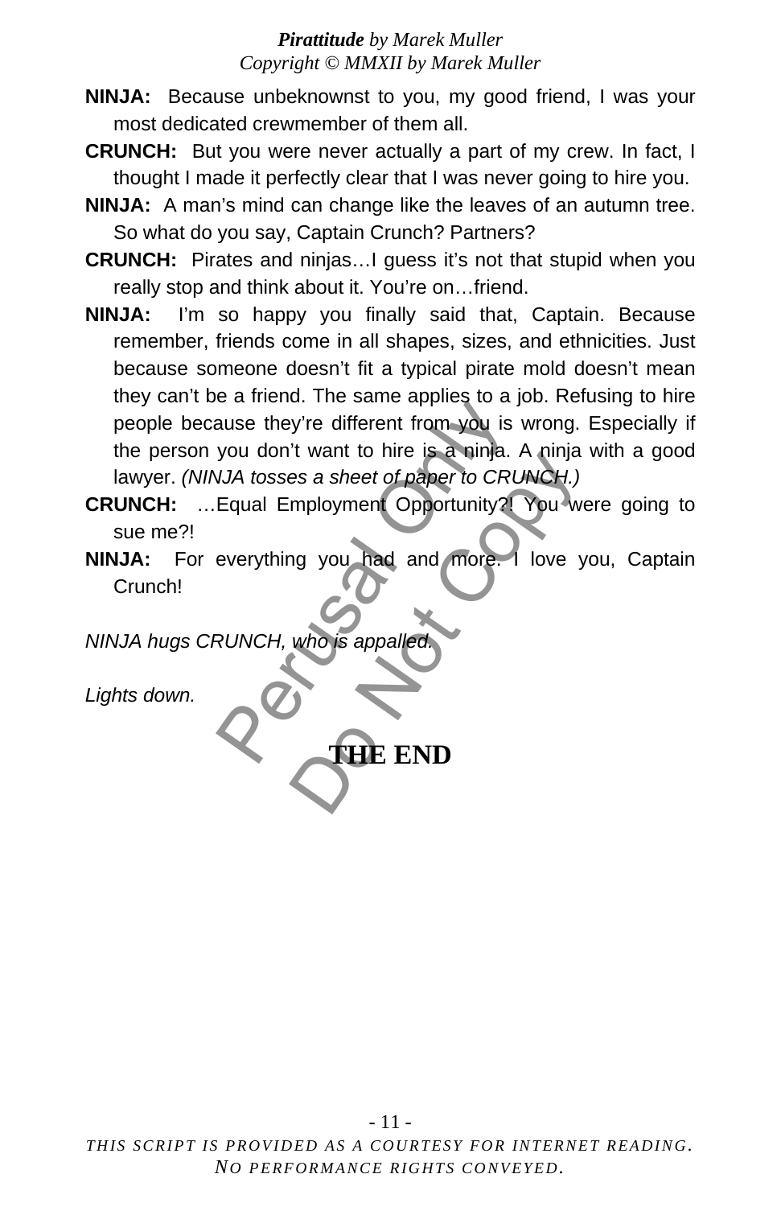**NINJA:** Because unbeknownst to you, my good friend, I was your most dedicated crewmember of them all.

**CRUNCH:** But you were never actually a part of my crew. In fact, I thought I made it perfectly clear that I was never going to hire you.

**NINJA:** A man's mind can change like the leaves of an autumn tree. So what do you say, Captain Crunch? Partners?

**CRUNCH:** Pirates and ninjas…I guess it's not that stupid when you really stop and think about it. You're on…friend.

**NINJA:** I'm so happy you finally said that, Captain. Because remember, friends come in all shapes, sizes, and ethnicities. Just because someone doesn't fit a typical pirate mold doesn't mean they can't be a friend. The same applies to a job. Refusing to hire people because they're different from you is wrong. Especially if the person you don't want to hire is a ninja. A ninja with a good lawyer. *(NINJA tosses a sheet of paper to CRUNCH.)*

**CRUNCH:** …Equal Employment Opportunity?! You were going to sue me?!

**NINJA:** For everything you had and more. I love you, Captain Crunch!

*NINJA hugs CRUNCH, who is appalled.*

*Lights down.*

**THE END**